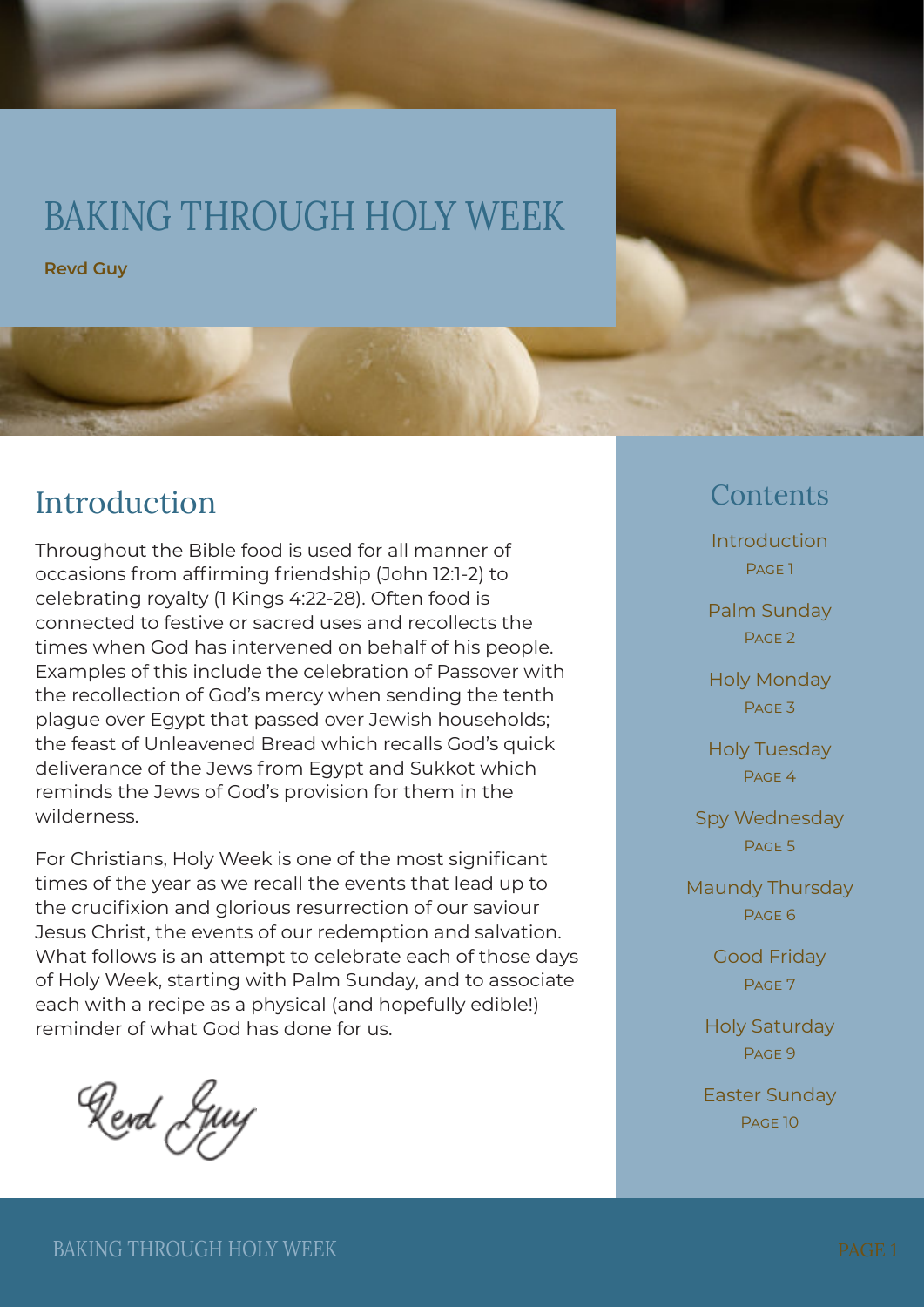# BAKING THROUGH HOLY WEEK

**Revd Guy**

## Introduction

Throughout the Bible food is used for all manner of occasions from affirming friendship (John 12:1-2) to celebrating royalty (1 Kings 4:22-28). Often food is connected to festive or sacred uses and recollects the times when God has intervened on behalf of his people. Examples of this include the celebration of Passover with the recollection of God's mercy when sending the tenth plague over Egypt that passed over Jewish households; the feast of Unleavened Bread which recalls God's quick deliverance of the Jews from Egypt and Sukkot which reminds the Jews of God's provision for them in the wilderness.

For Christians, Holy Week is one of the most significant times of the year as we recall the events that lead up to the crucifixion and glorious resurrection of our saviour Jesus Christ, the events of our redemption and salvation. What follows is an attempt to celebrate each of those days of Holy Week, starting with Palm Sunday, and to associate each with a recipe as a physical (and hopefully edible!) reminder of what God has done for us.

Revd Guy

## Contents

Introduction
Page 1

Palm Sunday
Page 2

Holy Monday
Page 3

Holy Tuesday
Page 4

Spy Wednesday
Page 5

Maundy Thursday
Page 6

Good Friday
Page 7

Holy Saturday
Page 9

Easter Sunday
Page 10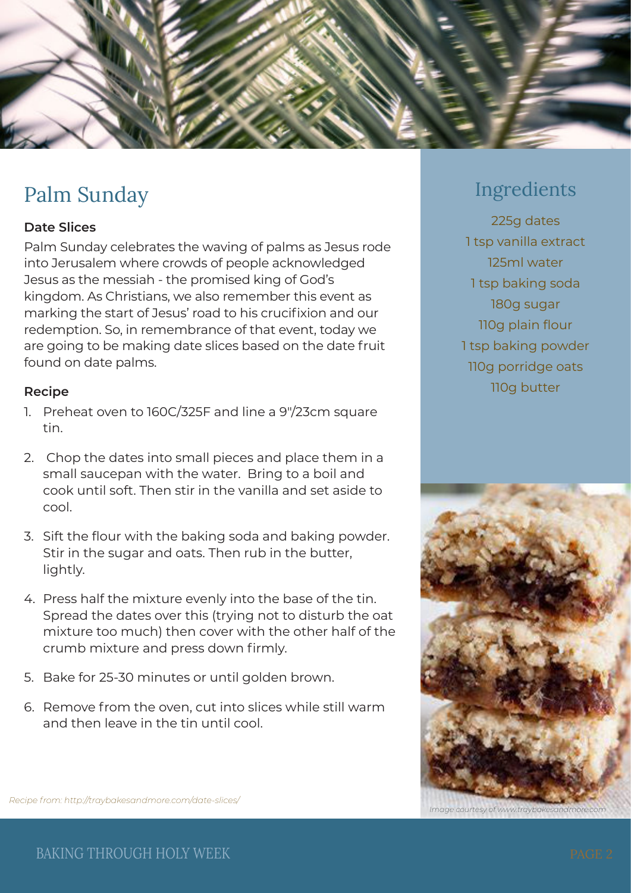# Palm Sunday

### Date Slices

Palm Sunday celebrates the waving of palms as Jesus rode into Jerusalem where crowds of people acknowledged Jesus as the messiah - the promised king of God's kingdom. As Christians, we also remember this event as marking the start of Jesus' road to his crucifixion and our redemption. So, in remembrance of that event, today we are going to be making date slices based on the date fruit found on date palms.

### Recipe

1. Preheat oven to 160C/325F and line a 9"/23cm square tin.
2. Chop the dates into small pieces and place them in a small saucepan with the water. Bring to a boil and cook until soft. Then stir in the vanilla and set aside to cool.
3. Sift the flour with the baking soda and baking powder. Stir in the sugar and oats. Then rub in the butter, lightly.
4. Press half the mixture evenly into the base of the tin. Spread the dates over this (trying not to disturb the oat mixture too much) then cover with the other half of the crumb mixture and press down firmly.
5. Bake for 25-30 minutes or until golden brown.
6. Remove from the oven, cut into slices while still warm and then leave in the tin until cool.

*Recipe from: http://traybakesandmore.com/date-slices/*

## Ingredients

225g dates
1 tsp vanilla extract
125ml water
1 tsp baking soda
180g sugar
110g plain flour
1 tsp baking powder
110g porridge oats
110g butter

*Image courtesy of www.traybakesandmore.com*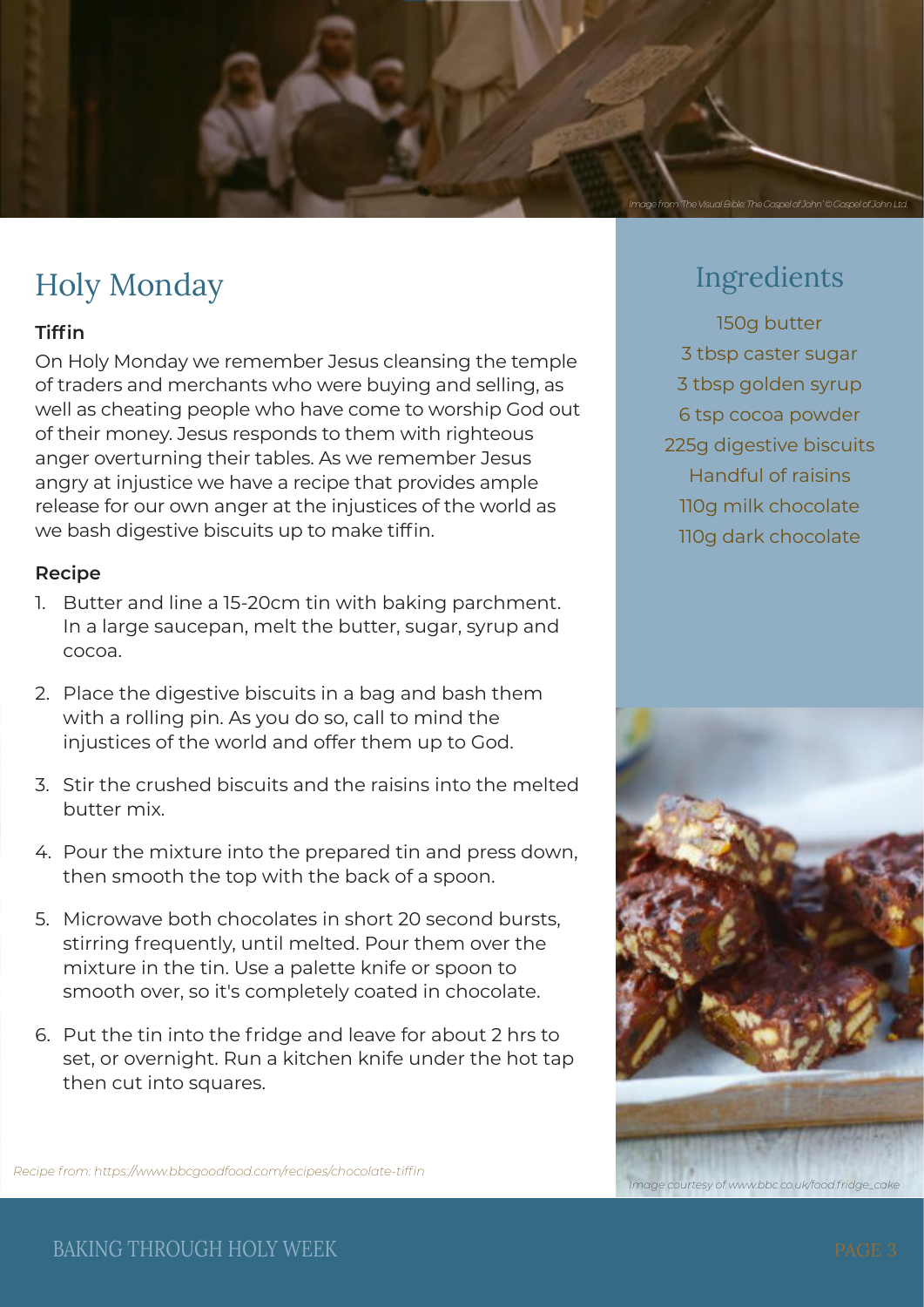*Image from 'The Visual Bible: The Gospel of John' © Gospel of John Ltd.*

# Holy Monday

**Tiffin**

On Holy Monday we remember Jesus cleansing the temple of traders and merchants who were buying and selling, as well as cheating people who have come to worship God out of their money. Jesus responds to them with righteous anger overturning their tables. As we remember Jesus angry at injustice we have a recipe that provides ample release for our own anger at the injustices of the world as we bash digestive biscuits up to make tiffin.

## Ingredients

150g butter
3 tbsp caster sugar
3 tbsp golden syrup
6 tsp cocoa powder
225g digestive biscuits
Handful of raisins
110g milk chocolate
110g dark chocolate

**Recipe**

1. Butter and line a 15-20cm tin with baking parchment. In a large saucepan, melt the butter, sugar, syrup and cocoa.
2. Place the digestive biscuits in a bag and bash them with a rolling pin. As you do so, call to mind the injustices of the world and offer them up to God.
3. Stir the crushed biscuits and the raisins into the melted butter mix.
4. Pour the mixture into the prepared tin and press down, then smooth the top with the back of a spoon.
5. Microwave both chocolates in short 20 second bursts, stirring frequently, until melted. Pour them over the mixture in the tin. Use a palette knife or spoon to smooth over, so it's completely coated in chocolate.
6. Put the tin into the fridge and leave for about 2 hrs to set, or overnight. Run a kitchen knife under the hot tap then cut into squares.

*Recipe from: https://www.bbcgoodfood.com/recipes/chocolate-tiffin*

*Image courtesy of www.bbc.co.uk/food.fridge_cake*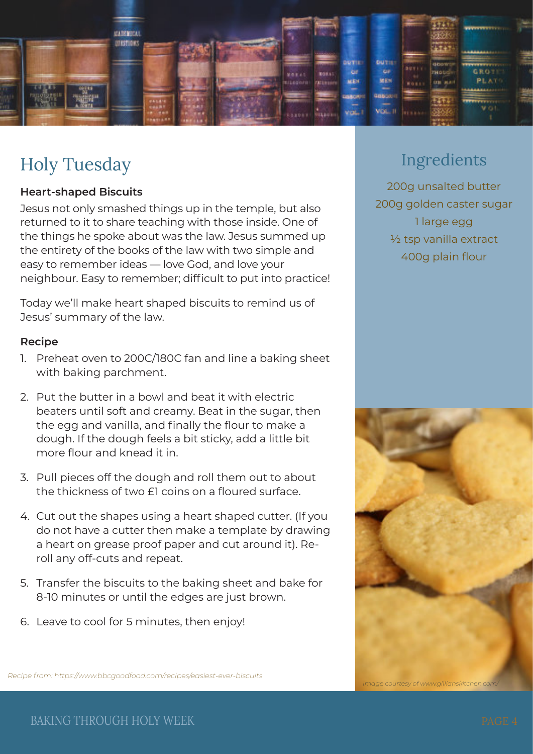# Holy Tuesday

### Heart-shaped Biscuits

Jesus not only smashed things up in the temple, but also returned to it to share teaching with those inside. One of the things he spoke about was the law. Jesus summed up the entirety of the books of the law with two simple and easy to remember ideas — love God, and love your neighbour. Easy to remember; difficult to put into practice!

Today we'll make heart shaped biscuits to remind us of Jesus' summary of the law.

### Recipe

1. Preheat oven to 200C/180C fan and line a baking sheet with baking parchment.
2. Put the butter in a bowl and beat it with electric beaters until soft and creamy. Beat in the sugar, then the egg and vanilla, and finally the flour to make a dough. If the dough feels a bit sticky, add a little bit more flour and knead it in.
3. Pull pieces off the dough and roll them out to about the thickness of two £1 coins on a floured surface.
4. Cut out the shapes using a heart shaped cutter. (If you do not have a cutter then make a template by drawing a heart on grease proof paper and cut around it). Re-roll any off-cuts and repeat.
5. Transfer the biscuits to the baking sheet and bake for 8-10 minutes or until the edges are just brown.
6. Leave to cool for 5 minutes, then enjoy!

*Recipe from: https://www.bbcgoodfood.com/recipes/easiest-ever-biscuits*

## Ingredients

200g unsalted butter
200g golden caster sugar
1 large egg
½ tsp vanilla extract
400g plain flour

*Image courtesy of www.gillianskitchen.com/*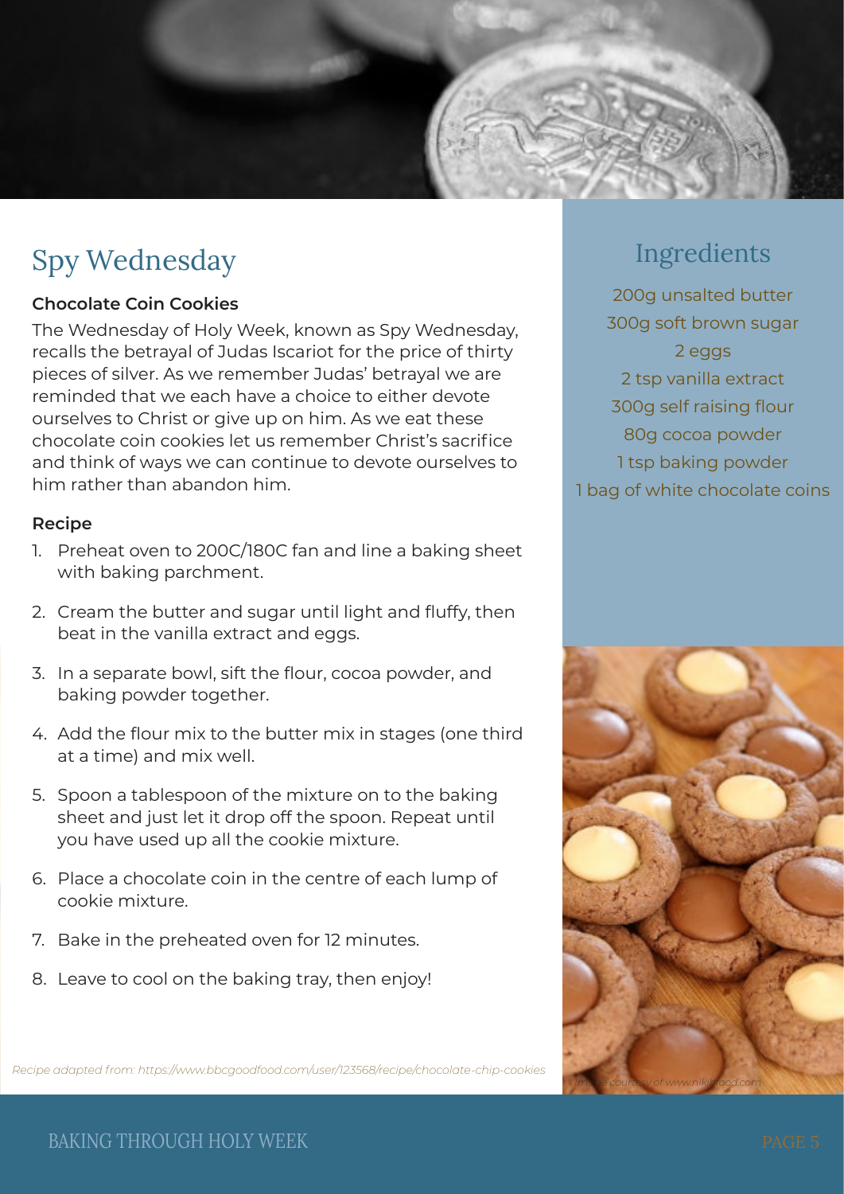# Spy Wednesday

**Chocolate Coin Cookies**

The Wednesday of Holy Week, known as Spy Wednesday, recalls the betrayal of Judas Iscariot for the price of thirty pieces of silver. As we remember Judas' betrayal we are reminded that we each have a choice to either devote ourselves to Christ or give up on him. As we eat these chocolate coin cookies let us remember Christ's sacrifice and think of ways we can continue to devote ourselves to him rather than abandon him.

**Recipe**

1. Preheat oven to 200C/180C fan and line a baking sheet with baking parchment.
2. Cream the butter and sugar until light and fluffy, then beat in the vanilla extract and eggs.
3. In a separate bowl, sift the flour, cocoa powder, and baking powder together.
4. Add the flour mix to the butter mix in stages (one third at a time) and mix well.
5. Spoon a tablespoon of the mixture on to the baking sheet and just let it drop off the spoon. Repeat until you have used up all the cookie mixture.
6. Place a chocolate coin in the centre of each lump of cookie mixture.
7. Bake in the preheated oven for 12 minutes.
8. Leave to cool on the baking tray, then enjoy!

## Ingredients

200g unsalted butter
300g soft brown sugar
2 eggs
2 tsp vanilla extract
300g self raising flour
80g cocoa powder
1 tsp baking powder
1 bag of white chocolate coins

*Recipe adapted from: https://www.bbcgoodfood.com/user/123568/recipe/chocolate-chip-cookies*

*Image courtesy of www.nikifood.com*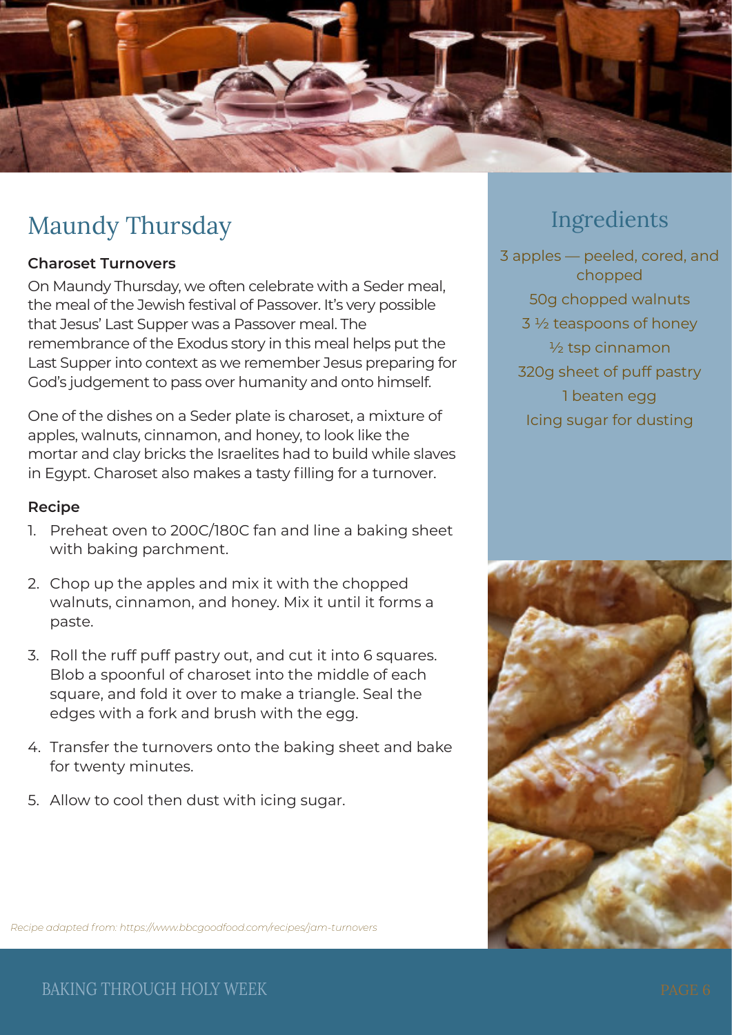# Maundy Thursday

### Charoset Turnovers

On Maundy Thursday, we often celebrate with a Seder meal, the meal of the Jewish festival of Passover. It's very possible that Jesus' Last Supper was a Passover meal. The remembrance of the Exodus story in this meal helps put the Last Supper into context as we remember Jesus preparing for God's judgement to pass over humanity and onto himself.

One of the dishes on a Seder plate is charoset, a mixture of apples, walnuts, cinnamon, and honey, to look like the mortar and clay bricks the Israelites had to build while slaves in Egypt. Charoset also makes a tasty filling for a turnover.

## Ingredients

- 3 apples — peeled, cored, and chopped
- 50g chopped walnuts
- 3 ½ teaspoons of honey
- ½ tsp cinnamon
- 320g sheet of puff pastry
- 1 beaten egg
- Icing sugar for dusting

### Recipe

1. Preheat oven to 200C/180C fan and line a baking sheet with baking parchment.
2. Chop up the apples and mix it with the chopped walnuts, cinnamon, and honey. Mix it until it forms a paste.
3. Roll the ruff puff pastry out, and cut it into 6 squares. Blob a spoonful of charoset into the middle of each square, and fold it over to make a triangle. Seal the edges with a fork and brush with the egg.
4. Transfer the turnovers onto the baking sheet and bake for twenty minutes.
5. Allow to cool then dust with icing sugar.

*Recipe adapted from: https://www.bbcgoodfood.com/recipes/jam-turnovers*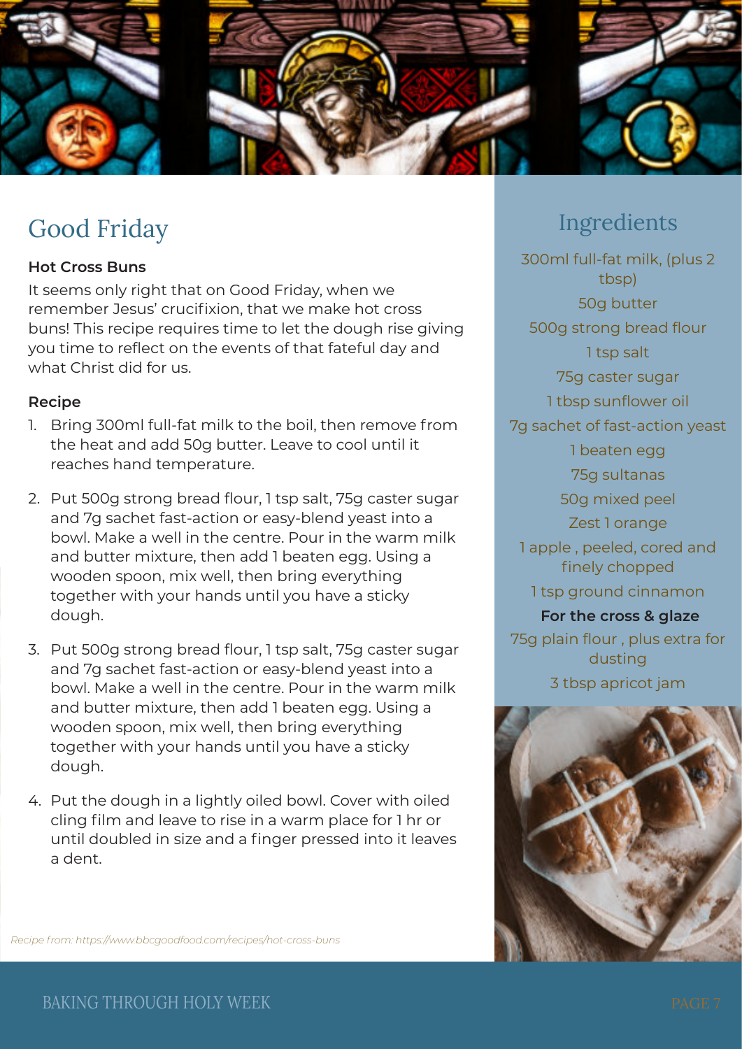# Good Friday

**Hot Cross Buns**

It seems only right that on Good Friday, when we remember Jesus' crucifixion, that we make hot cross buns! This recipe requires time to let the dough rise giving you time to reflect on the events of that fateful day and what Christ did for us.

**Recipe**

1. Bring 300ml full-fat milk to the boil, then remove from the heat and add 50g butter. Leave to cool until it reaches hand temperature.
2. Put 500g strong bread flour, 1 tsp salt, 75g caster sugar and 7g sachet fast-action or easy-blend yeast into a bowl. Make a well in the centre. Pour in the warm milk and butter mixture, then add 1 beaten egg. Using a wooden spoon, mix well, then bring everything together with your hands until you have a sticky dough.
3. Put 500g strong bread flour, 1 tsp salt, 75g caster sugar and 7g sachet fast-action or easy-blend yeast into a bowl. Make a well in the centre. Pour in the warm milk and butter mixture, then add 1 beaten egg. Using a wooden spoon, mix well, then bring everything together with your hands until you have a sticky dough.
4. Put the dough in a lightly oiled bowl. Cover with oiled cling film and leave to rise in a warm place for 1 hr or until doubled in size and a finger pressed into it leaves a dent.

*Recipe from: https://www.bbcgoodfood.com/recipes/hot-cross-buns*

## Ingredients

300ml full-fat milk, (plus 2 tbsp)
50g butter
500g strong bread flour
1 tsp salt
75g caster sugar
1 tbsp sunflower oil
7g sachet of fast-action yeast
1 beaten egg
75g sultanas
50g mixed peel
Zest 1 orange
1 apple , peeled, cored and finely chopped
1 tsp ground cinnamon

**For the cross & glaze**

75g plain flour , plus extra for dusting
3 tbsp apricot jam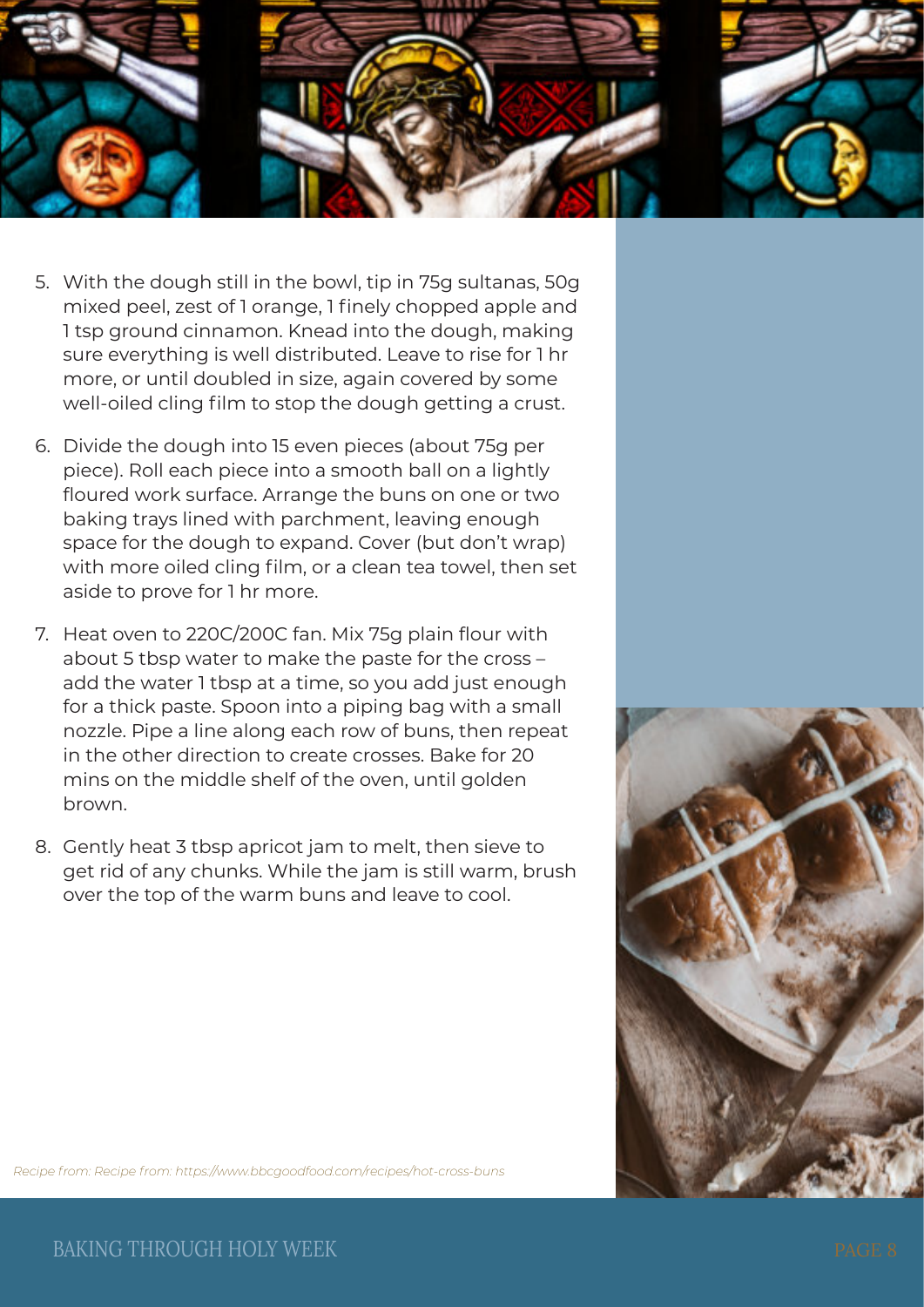5. With the dough still in the bowl, tip in 75g sultanas, 50g mixed peel, zest of 1 orange, 1 finely chopped apple and 1 tsp ground cinnamon. Knead into the dough, making sure everything is well distributed. Leave to rise for 1 hr more, or until doubled in size, again covered by some well-oiled cling film to stop the dough getting a crust.
6. Divide the dough into 15 even pieces (about 75g per piece). Roll each piece into a smooth ball on a lightly floured work surface. Arrange the buns on one or two baking trays lined with parchment, leaving enough space for the dough to expand. Cover (but don't wrap) with more oiled cling film, or a clean tea towel, then set aside to prove for 1 hr more.
7. Heat oven to 220C/200C fan. Mix 75g plain flour with about 5 tbsp water to make the paste for the cross – add the water 1 tbsp at a time, so you add just enough for a thick paste. Spoon into a piping bag with a small nozzle. Pipe a line along each row of buns, then repeat in the other direction to create crosses. Bake for 20 mins on the middle shelf of the oven, until golden brown.
8. Gently heat 3 tbsp apricot jam to melt, then sieve to get rid of any chunks. While the jam is still warm, brush over the top of the warm buns and leave to cool.

*Recipe from: Recipe from: https://www.bbcgoodfood.com/recipes/hot-cross-buns*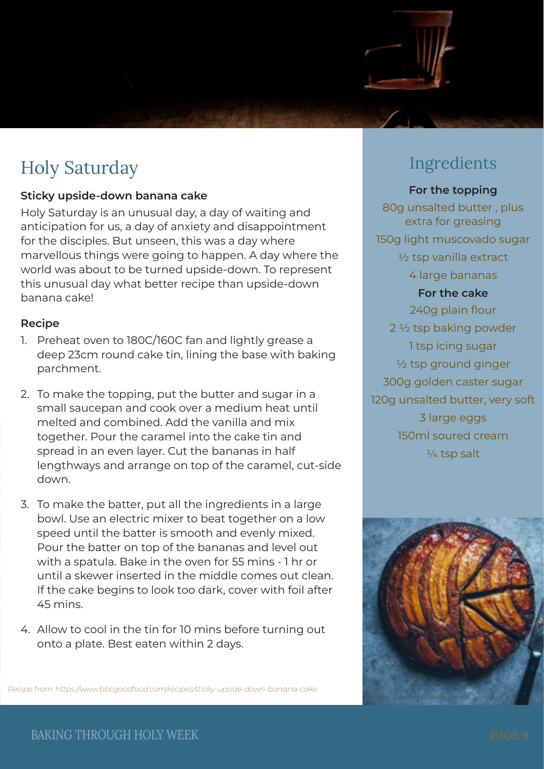# Holy Saturday

**Sticky upside-down banana cake**

Holy Saturday is an unusual day, a day of waiting and anticipation for us, a day of anxiety and disappointment for the disciples. But unseen, this was a day where marvellous things were going to happen. A day where the world was about to be turned upside-down. To represent this unusual day what better recipe than upside-down banana cake!

**Recipe**

1. Preheat oven to 180C/160C fan and lightly grease a deep 23cm round cake tin, lining the base with baking parchment.
2. To make the topping, put the butter and sugar in a small saucepan and cook over a medium heat until melted and combined. Add the vanilla and mix together. Pour the caramel into the cake tin and spread in an even layer. Cut the bananas in half lengthways and arrange on top of the caramel, cut-side down.
3. To make the batter, put all the ingredients in a large bowl. Use an electric mixer to beat together on a low speed until the batter is smooth and evenly mixed. Pour the batter on top of the bananas and level out with a spatula. Bake in the oven for 55 mins - 1 hr or until a skewer inserted in the middle comes out clean. If the cake begins to look too dark, cover with foil after 45 mins.
4. Allow to cool in the tin for 10 mins before turning out onto a plate. Best eaten within 2 days.

*Recipe from: https://www.bbcgoodfood.com/recipes/sticky-upside-down-banana-cake*

## Ingredients

**For the topping**

80g unsalted butter , plus extra for greasing
150g light muscovado sugar
½ tsp vanilla extract
4 large bananas

**For the cake**

240g plain flour
2 ½ tsp baking powder
1 tsp icing sugar
½ tsp ground ginger
300g golden caster sugar
120g unsalted butter, very soft
3 large eggs
150ml soured cream
¼ tsp salt

*Image courtesy of www.callmecupcake.se*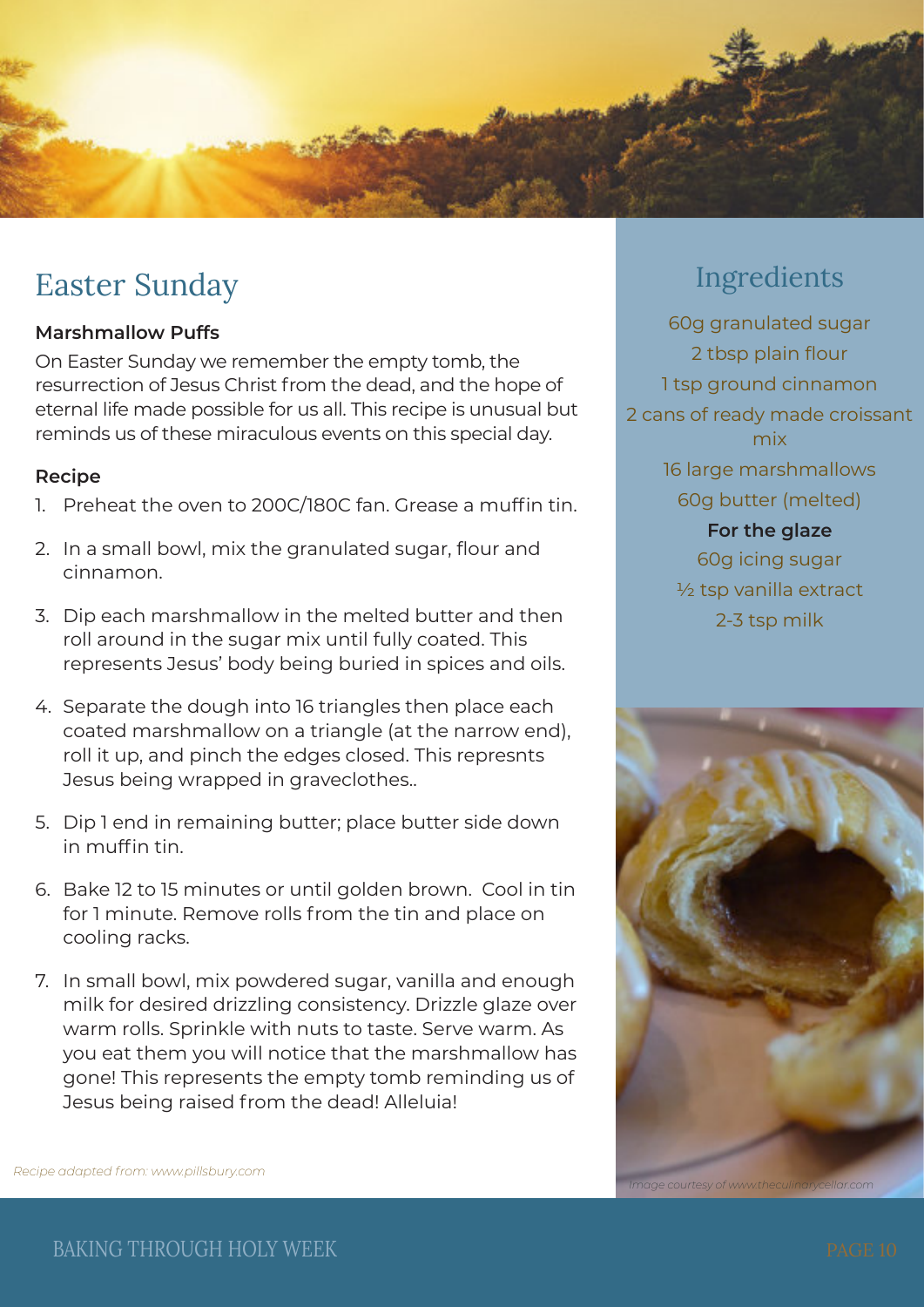# Easter Sunday

### Marshmallow Puffs

On Easter Sunday we remember the empty tomb, the resurrection of Jesus Christ from the dead, and the hope of eternal life made possible for us all. This recipe is unusual but reminds us of these miraculous events on this special day.

### Recipe

1. Preheat the oven to 200C/180C fan. Grease a muffin tin.
2. In a small bowl, mix the granulated sugar, flour and cinnamon.
3. Dip each marshmallow in the melted butter and then roll around in the sugar mix until fully coated. This represents Jesus' body being buried in spices and oils.
4. Separate the dough into 16 triangles then place each coated marshmallow on a triangle (at the narrow end), roll it up, and pinch the edges closed. This represnts Jesus being wrapped in graveclothes..
5. Dip 1 end in remaining butter; place butter side down in muffin tin.
6. Bake 12 to 15 minutes or until golden brown. Cool in tin for 1 minute. Remove rolls from the tin and place on cooling racks.
7. In small bowl, mix powdered sugar, vanilla and enough milk for desired drizzling consistency. Drizzle glaze over warm rolls. Sprinkle with nuts to taste. Serve warm. As you eat them you will notice that the marshmallow has gone! This represents the empty tomb reminding us of Jesus being raised from the dead! Alleluia!

*Recipe adapted from: www.pillsbury.com*

## Ingredients

60g granulated sugar
2 tbsp plain flour
1 tsp ground cinnamon
2 cans of ready made croissant mix
16 large marshmallows
60g butter (melted)

**For the glaze**

60g icing sugar
½ tsp vanilla extract
2-3 tsp milk

*Image courtesy of www.theculinarycellar.com*